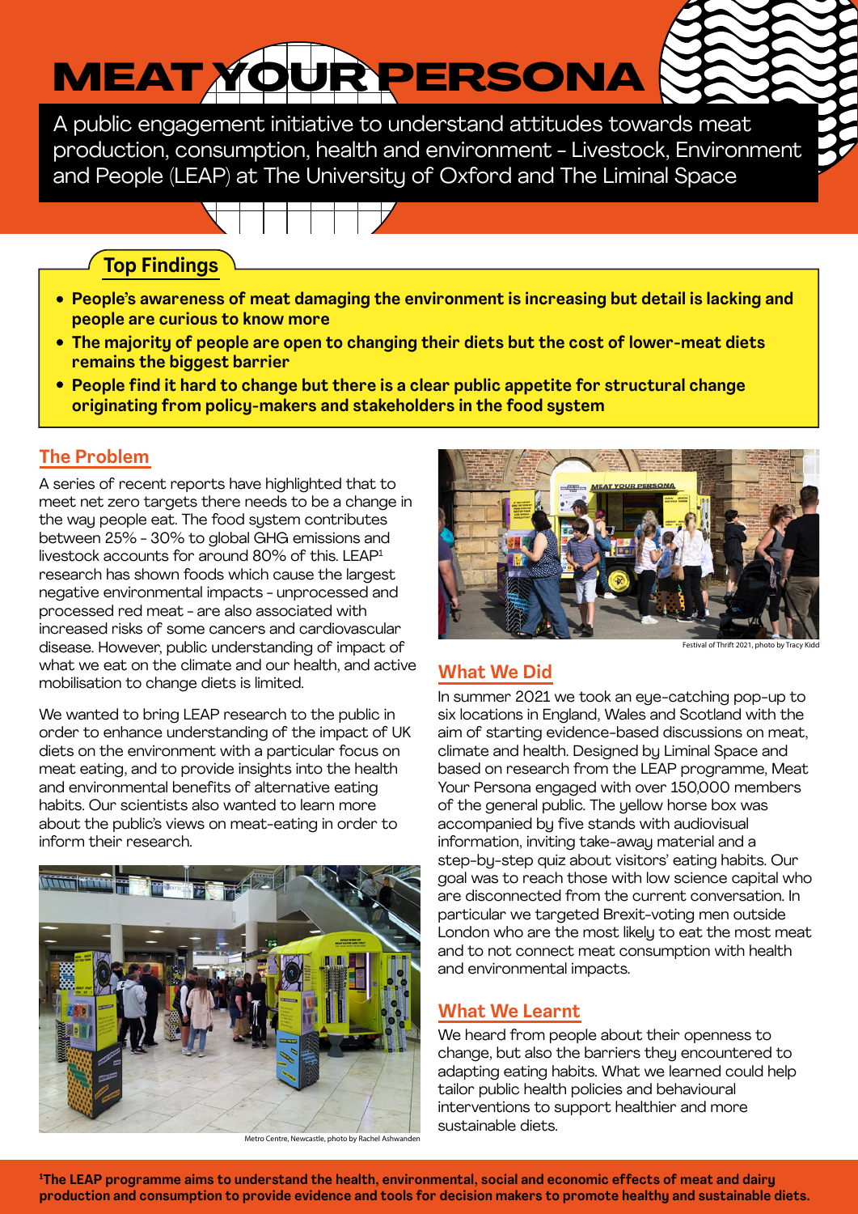# MEAT YOUR PERSONA

A public engagement initiative to understand attitudes towards meat production, consumption, health and environment - Livestock, Environment and People (LEAP) at The University of Oxford and The Liminal Space

## Top Findings

- **People's awareness of meat damaging the environment is increasing but detail is lacking and people are curious to know more**
- **The majority of people are open to changing their diets but the cost of lower-meat diets remains the biggest barrier**
- **People find it hard to change but there is a clear public appetite for structural change originating from policy-makers and stakeholders in the food system**

## The Problem

A series of recent reports have highlighted that to meet net zero targets there needs to be a change in the way people eat. The food system contributes between 25% - 30% to global GHG emissions and livestock accounts for around 80% of this. LEAP[1] research has shown foods which cause the largest negative environmental impacts - unprocessed and processed red meat - are also associated with increased risks of some cancers and cardiovascular disease. However, public understanding of impact of what we eat on the climate and our health, and active mobilisation to change diets is limited.

We wanted to bring LEAP research to the public in order to enhance understanding of the impact of UK diets on the environment with a particular focus on meat eating, and to provide insights into the health and environmental benefits of alternative eating habits. Our scientists also wanted to learn more about the public's views on meat-eating in order to inform their research.

Metro Centre, Newcastle, photo by Rachel Ashwanden

Festival of Thrift 2021, photo by Tracy Kidd

## What We Did

In summer 2021 we took an eye-catching pop-up to six locations in England, Wales and Scotland with the aim of starting evidence-based discussions on meat, climate and health. Designed by Liminal Space and based on research from the LEAP programme, Meat Your Persona engaged with over 150,000 members of the general public. The yellow horse box was accompanied by five stands with audiovisual information, inviting take-away material and a step-by-step quiz about visitors' eating habits. Our goal was to reach those with low science capital who are disconnected from the current conversation. In particular we targeted Brexit-voting men outside London who are the most likely to eat the most meat and to not connect meat consumption with health and environmental impacts.

## What We Learnt

We heard from people about their openness to change, but also the barriers they encountered to adapting eating habits. What we learned could help tailor public health policies and behavioural interventions to support healthier and more sustainable diets.

**[1]The LEAP programme aims to understand the health, environmental, social and economic effects of meat and dairy production and consumption to provide evidence and tools for decision makers to promote healthy and sustainable diets.**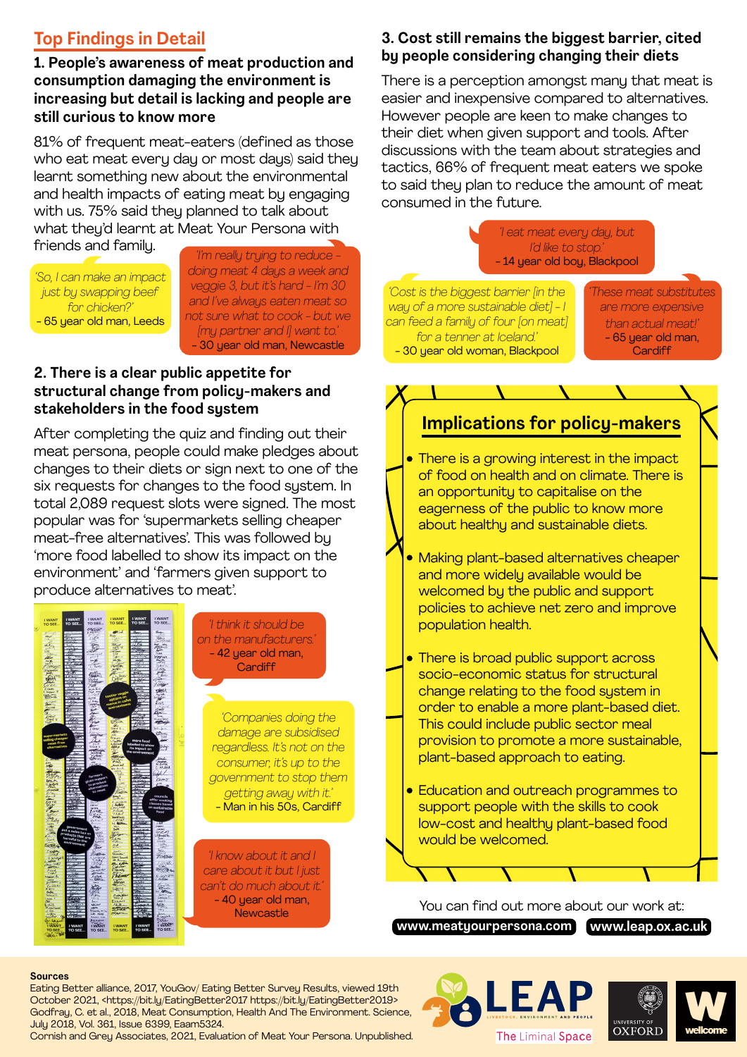## Top Findings in Detail

### 1. People's awareness of meat production and consumption damaging the environment is increasing but detail is lacking and people are still curious to know more

81% of frequent meat-eaters (defined as those who eat meat every day or most days) said they learnt something new about the environmental and health impacts of eating meat by engaging with us. 75% said they planned to talk about what they'd learnt at Meat Your Persona with friends and family.

*'So, I can make an impact just by swapping beef for chicken?'*
- 65 year old man, Leeds

*'I'm really trying to reduce - doing meat 4 days a week and veggie 3, but it's hard - I'm 30 and I've always eaten meat so not sure what to cook - but we [my partner and I] want to.'*
- 30 year old man, Newcastle

### 2. There is a clear public appetite for structural change from policy-makers and stakeholders in the food system

After completing the quiz and finding out their meat persona, people could make pledges about changes to their diets or sign next to one of the six requests for changes to the food system. In total 2,089 request slots were signed. The most popular was for 'supermarkets selling cheaper meat-free alternatives'. This was followed by 'more food labelled to show its impact on the environment' and 'farmers given support to produce alternatives to meat'.

*'I think it should be on the manufacturers.'*
- 42 year old man, Cardiff

*'Companies doing the damage are subsidised regardless. It's not on the consumer, it's up to the government to stop them getting away with it.'*
- Man in his 50s, Cardiff

*'I know about it and I care about it but I just can't do much about it.'*
- 40 year old man, Newcastle

### 3. Cost still remains the biggest barrier, cited by people considering changing their diets

There is a perception amongst many that meat is easier and inexpensive compared to alternatives. However people are keen to make changes to their diet when given support and tools. After discussions with the team about strategies and tactics, 66% of frequent meat eaters we spoke to said they plan to reduce the amount of meat consumed in the future.

*'I eat meat every day, but I'd like to stop.'*
- 14 year old boy, Blackpool

*'Cost is the biggest barrier [in the way of a more sustainable diet] - I can feed a family of four [on meat] for a tenner at Iceland.'*
- 30 year old woman, Blackpool

*'These meat substitutes are more expensive than actual meat!'*
- 65 year old man, Cardiff

## Implications for policy-makers

- There is a growing interest in the impact of food on health and on climate. There is an opportunity to capitalise on the eagerness of the public to know more about healthy and sustainable diets.
- Making plant-based alternatives cheaper and more widely available would be welcomed by the public and support policies to achieve net zero and improve population health.
- There is broad public support across socio-economic status for structural change relating to the food system in order to enable a more plant-based diet. This could include public sector meal provision to promote a more sustainable, plant-based approach to eating.
- Education and outreach programmes to support people with the skills to cook low-cost and healthy plant-based food would be welcomed.

You can find out more about our work at:
**www.meatyourpersona.com** **www.leap.ox.ac.uk**

**Sources**
Eating Better alliance, 2017, YouGov/ Eating Better Survey Results, viewed 19th October 2021, <https://bit.ly/EatingBetter2017 https://bit.ly/EatingBetter2019>
Godfray, C. et al., 2018, Meat Consumption, Health And The Environment. Science, July 2018, Vol. 361, Issue 6399, Eaam5324.
Cornish and Grey Associates, 2021, Evaluation of Meat Your Persona. Unpublished.